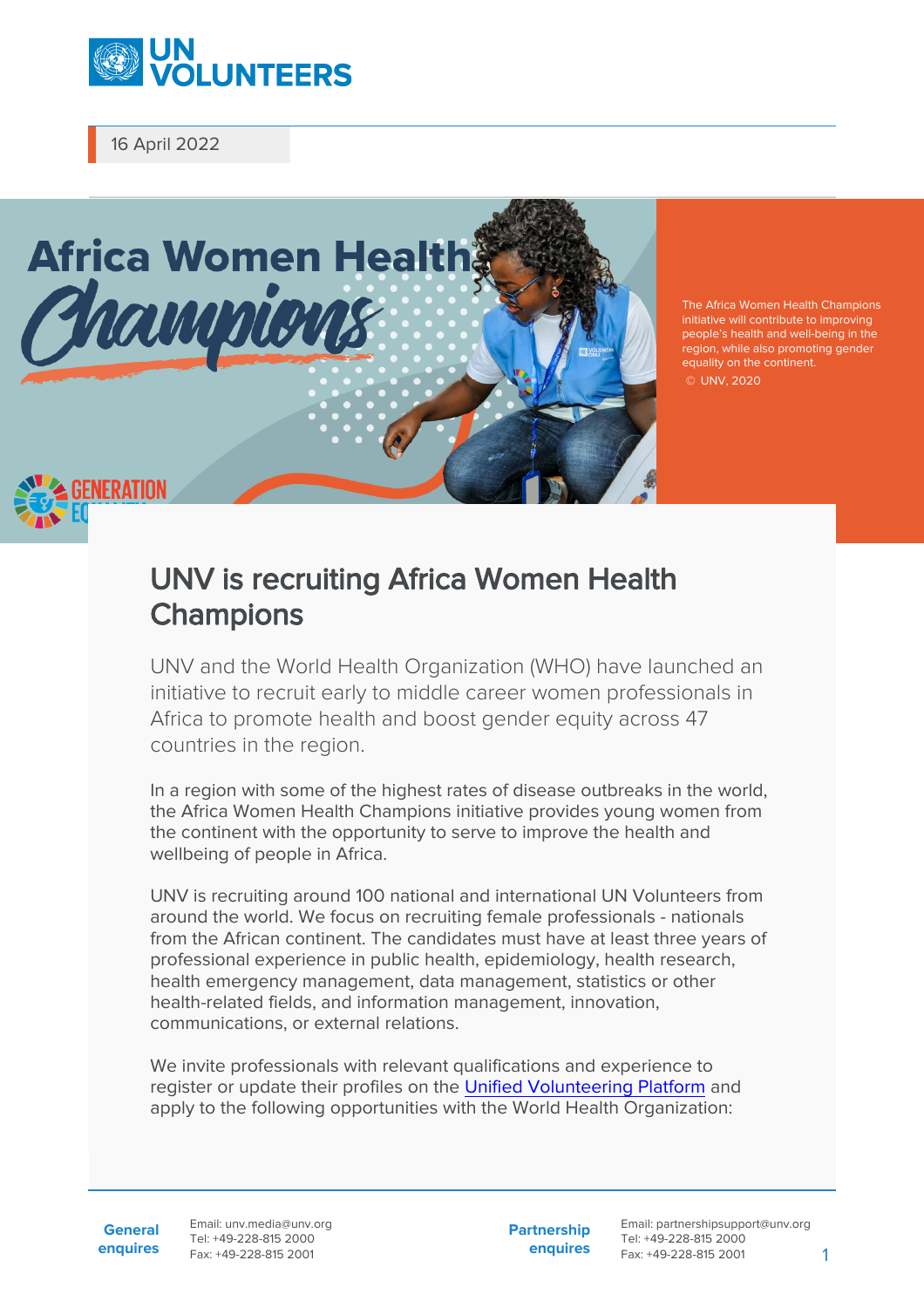16 April 2022

The Africa Women Health Champions initiative will contribute to improving people's health and well-being in the region, while also promoting gender equality on the continent.
© UNV, 2020

# UNV is recruiting Africa Women Health Champions

UNV and the World Health Organization (WHO) have launched an initiative to recruit early to middle career women professionals in Africa to promote health and boost gender equity across 47 countries in the region.

In a region with some of the highest rates of disease outbreaks in the world, the Africa Women Health Champions initiative provides young women from the continent with the opportunity to serve to improve the health and wellbeing of people in Africa.

UNV is recruiting around 100 national and international UN Volunteers from around the world. We focus on recruiting female professionals - nationals from the African continent. The candidates must have at least three years of professional experience in public health, epidemiology, health research, health emergency management, data management, statistics or other health-related fields, and information management, innovation, communications, or external relations.

We invite professionals with relevant qualifications and experience to register or update their profiles on the Unified Volunteering Platform and apply to the following opportunities with the World Health Organization:

**General enquires** Email: unv.media@unv.org Tel: +49-228-815 2000 Fax: +49-228-815 2001

**Partnership enquires** Email: partnershipsupport@unv.org Tel: +49-228-815 2000 Fax: +49-228-815 2001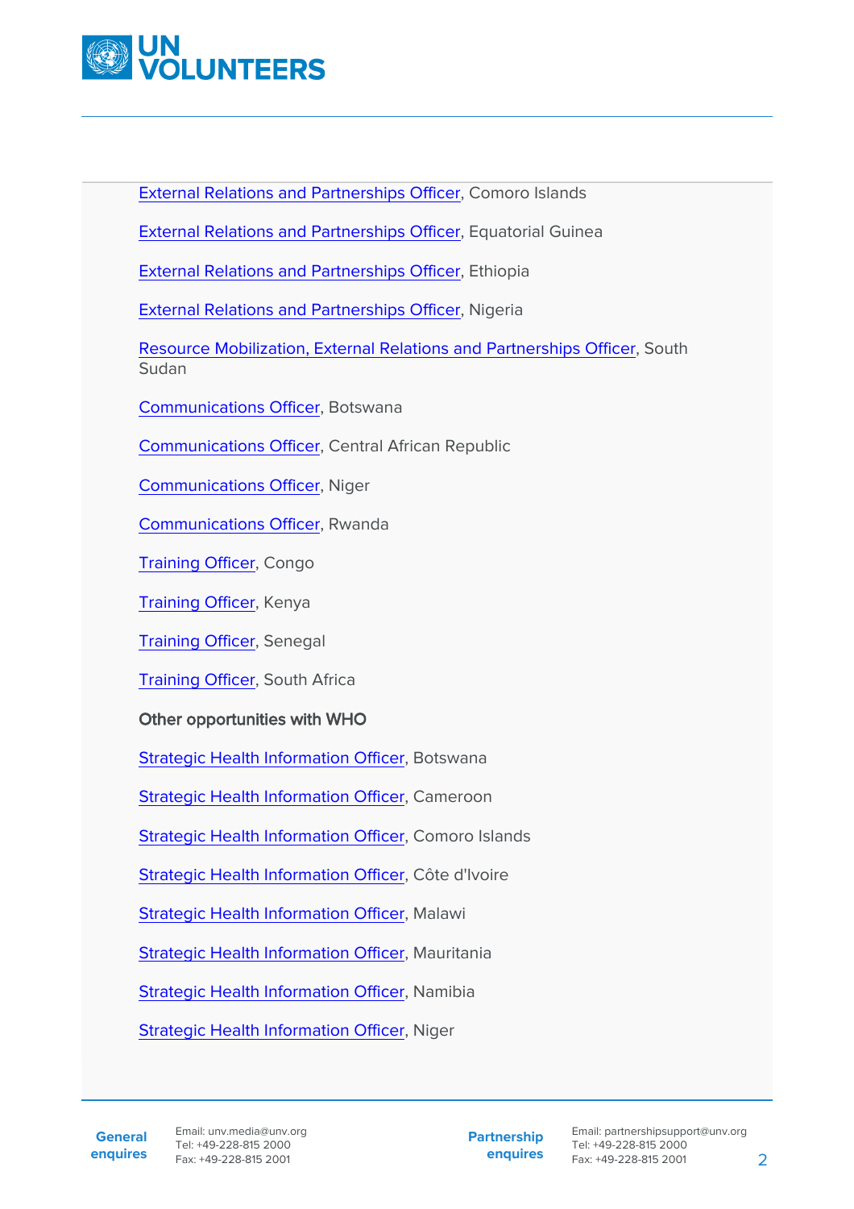External Relations and Partnerships Officer, Comoro Islands

External Relations and Partnerships Officer, Equatorial Guinea

External Relations and Partnerships Officer, Ethiopia

External Relations and Partnerships Officer, Nigeria

Resource Mobilization, External Relations and Partnerships Officer, South Sudan

Communications Officer, Botswana

Communications Officer, Central African Republic

Communications Officer, Niger

Communications Officer, Rwanda

Training Officer, Congo

Training Officer, Kenya

Training Officer, Senegal

Training Officer, South Africa

**Other opportunities with WHO**

Strategic Health Information Officer, Botswana

Strategic Health Information Officer, Cameroon

Strategic Health Information Officer, Comoro Islands

Strategic Health Information Officer, Côte d'Ivoire

Strategic Health Information Officer, Malawi

Strategic Health Information Officer, Mauritania

Strategic Health Information Officer, Namibia

Strategic Health Information Officer, Niger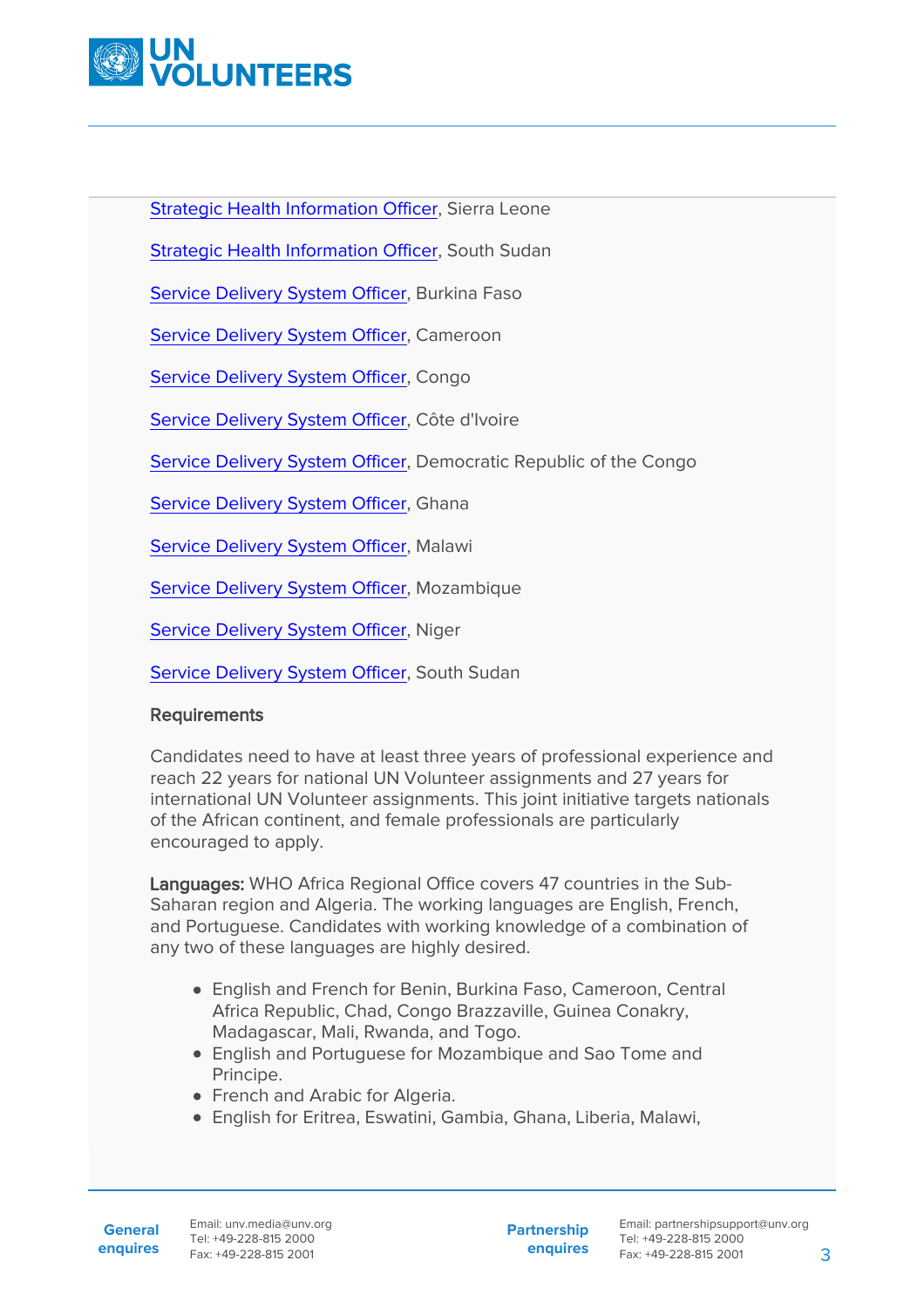Strategic Health Information Officer, Sierra Leone

Strategic Health Information Officer, South Sudan

Service Delivery System Officer, Burkina Faso

Service Delivery System Officer, Cameroon

Service Delivery System Officer, Congo

Service Delivery System Officer, Côte d'Ivoire

Service Delivery System Officer, Democratic Republic of the Congo

Service Delivery System Officer, Ghana

Service Delivery System Officer, Malawi

Service Delivery System Officer, Mozambique

Service Delivery System Officer, Niger

Service Delivery System Officer, South Sudan

**Requirements**

Candidates need to have at least three years of professional experience and reach 22 years for national UN Volunteer assignments and 27 years for international UN Volunteer assignments. This joint initiative targets nationals of the African continent, and female professionals are particularly encouraged to apply.

**Languages:** WHO Africa Regional Office covers 47 countries in the Sub-Saharan region and Algeria. The working languages are English, French, and Portuguese. Candidates with working knowledge of a combination of any two of these languages are highly desired.

- English and French for Benin, Burkina Faso, Cameroon, Central Africa Republic, Chad, Congo Brazzaville, Guinea Conakry, Madagascar, Mali, Rwanda, and Togo.
- English and Portuguese for Mozambique and Sao Tome and Principe.
- French and Arabic for Algeria.
- English for Eritrea, Eswatini, Gambia, Ghana, Liberia, Malawi,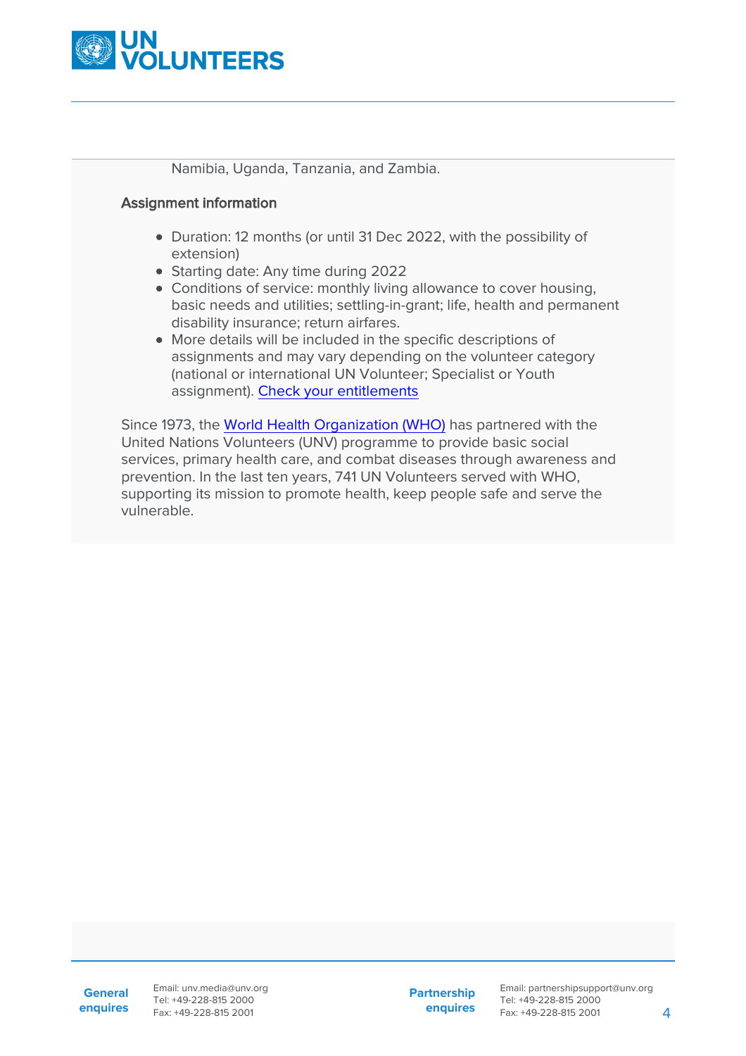Namibia, Uganda, Tanzania, and Zambia.

### Assignment information

- Duration: 12 months (or until 31 Dec 2022, with the possibility of extension)
- Starting date: Any time during 2022
- Conditions of service: monthly living allowance to cover housing, basic needs and utilities; settling-in-grant; life, health and permanent disability insurance; return airfares.
- More details will be included in the specific descriptions of assignments and may vary depending on the volunteer category (national or international UN Volunteer; Specialist or Youth assignment). Check your entitlements

Since 1973, the World Health Organization (WHO) has partnered with the United Nations Volunteers (UNV) programme to provide basic social services, primary health care, and combat diseases through awareness and prevention. In the last ten years, 741 UN Volunteers served with WHO, supporting its mission to promote health, keep people safe and serve the vulnerable.